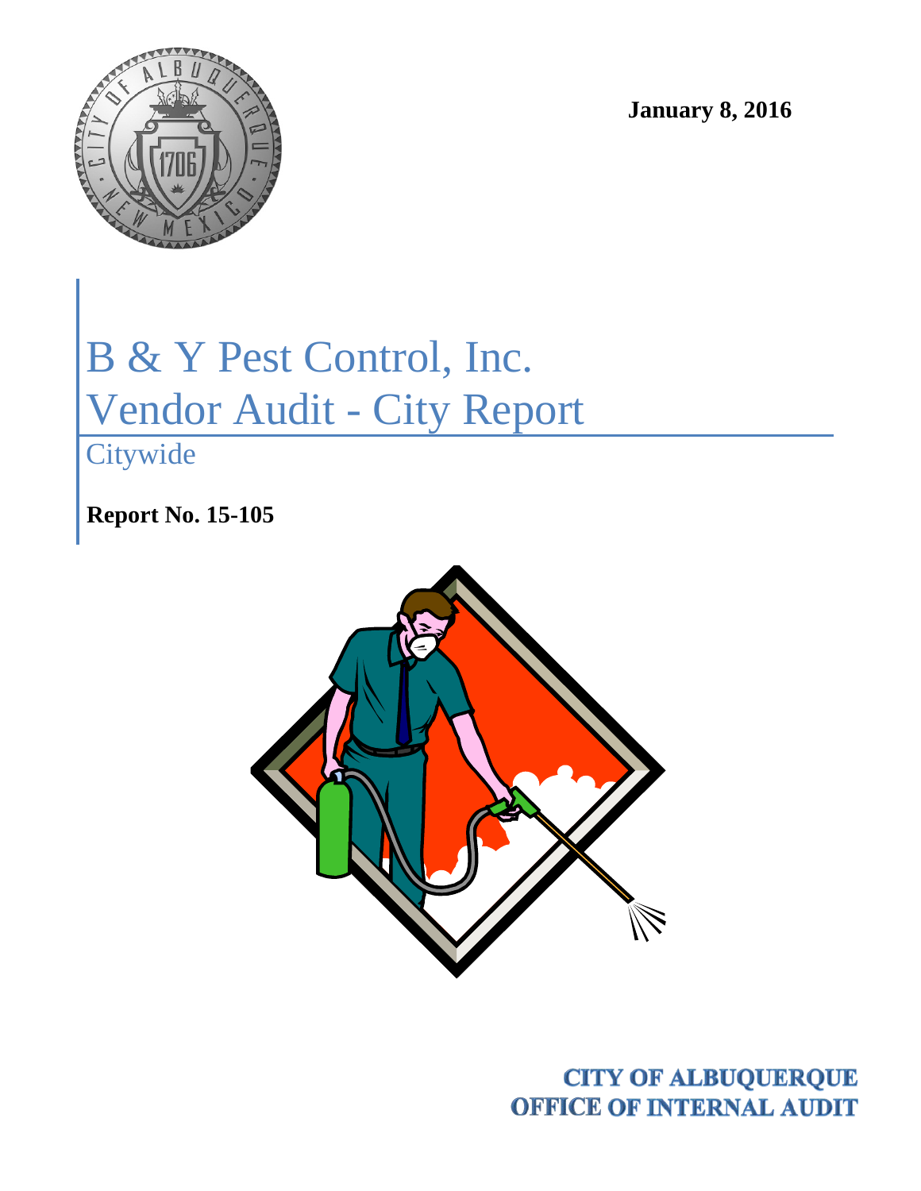January 8, 2016

# B & Y Pest Control, Inc.
# Vendor Audit - City Report

## Citywide

**Report No. 15-105**

**CITY OF ALBUQUERQUE**
**OFFICE OF INTERNAL AUDIT**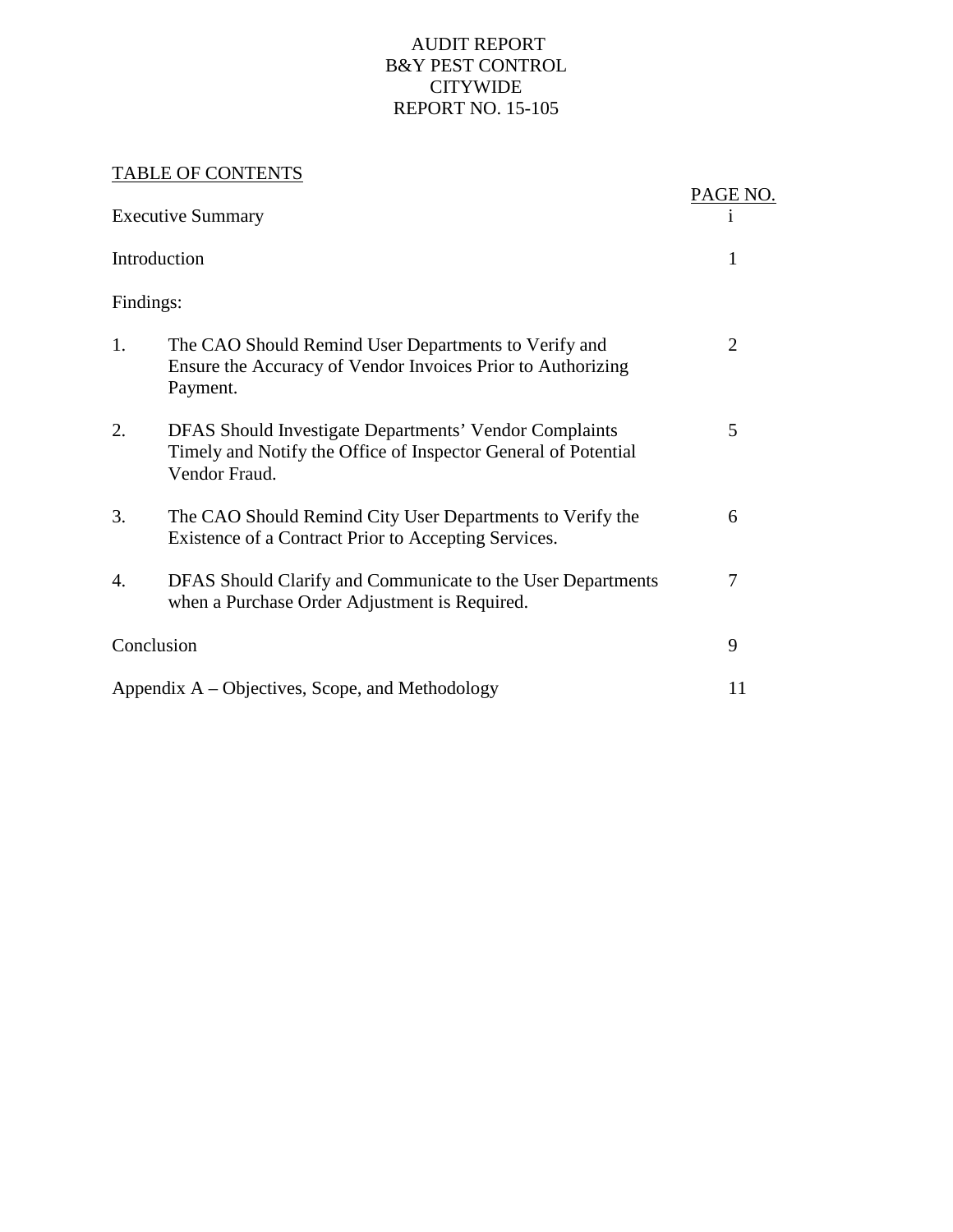# AUDIT REPORT
# B&Y PEST CONTROL
# CITYWIDE
# REPORT NO. 15-105

## TABLE OF CONTENTS

| | | PAGE NO. |
|---|---|---|
| Executive Summary | | i |
| Introduction | | 1 |
| Findings: | | |
| 1. | The CAO Should Remind User Departments to Verify and Ensure the Accuracy of Vendor Invoices Prior to Authorizing Payment. | 2 |
| 2. | DFAS Should Investigate Departments' Vendor Complaints Timely and Notify the Office of Inspector General of Potential Vendor Fraud. | 5 |
| 3. | The CAO Should Remind City User Departments to Verify the Existence of a Contract Prior to Accepting Services. | 6 |
| 4. | DFAS Should Clarify and Communicate to the User Departments when a Purchase Order Adjustment is Required. | 7 |
| Conclusion | | 9 |
| Appendix A – Objectives, Scope, and Methodology | | 11 |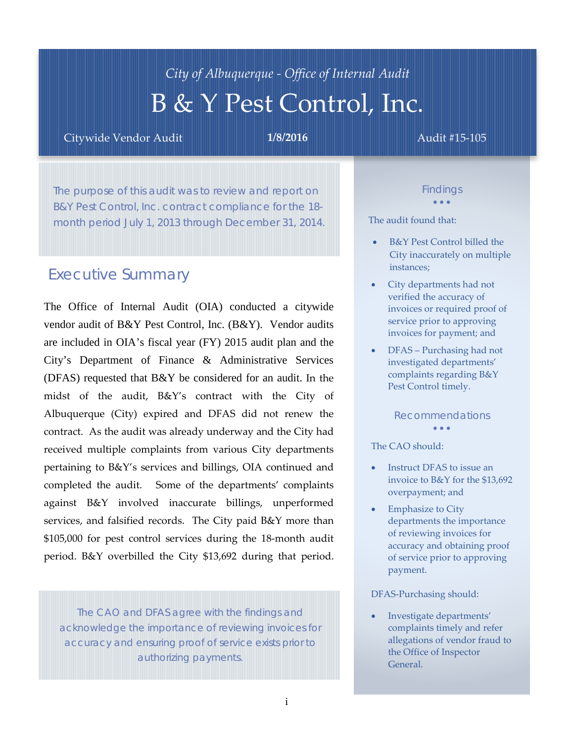*City of Albuquerque - Office of Internal Audit*

# B & Y Pest Control, Inc.

Citywide Vendor Audit **1/8/2016** Audit #15-105

The purpose of this audit was to review and report on B&Y Pest Control, Inc. contract compliance for the 18-month period July 1, 2013 through December 31, 2014.

## Executive Summary

The Office of Internal Audit (OIA) conducted a citywide vendor audit of B&Y Pest Control, Inc. (B&Y). Vendor audits are included in OIA's fiscal year (FY) 2015 audit plan and the City's Department of Finance & Administrative Services (DFAS) requested that B&Y be considered for an audit. In the midst of the audit, B&Y's contract with the City of Albuquerque (City) expired and DFAS did not renew the contract. As the audit was already underway and the City had received multiple complaints from various City departments pertaining to B&Y's services and billings, OIA continued and completed the audit. Some of the departments' complaints against B&Y involved inaccurate billings, unperformed services, and falsified records. The City paid B&Y more than $105,000 for pest control services during the 18-month audit period. B&Y overbilled the City $13,692 during that period.

The CAO and DFAS agree with the findings and acknowledge the importance of reviewing invoices for accuracy and ensuring proof of service exists prior to authorizing payments.

### Findings

The audit found that:

- B&Y Pest Control billed the City inaccurately on multiple instances;
- City departments had not verified the accuracy of invoices or required proof of service prior to approving invoices for payment; and
- DFAS – Purchasing had not investigated departments' complaints regarding B&Y Pest Control timely.

### Recommendations

The CAO should:

- Instruct DFAS to issue an invoice to B&Y for the $13,692 overpayment; and
- Emphasize to City departments the importance of reviewing invoices for accuracy and obtaining proof of service prior to approving payment.

DFAS-Purchasing should:

- Investigate departments' complaints timely and refer allegations of vendor fraud to the Office of Inspector General.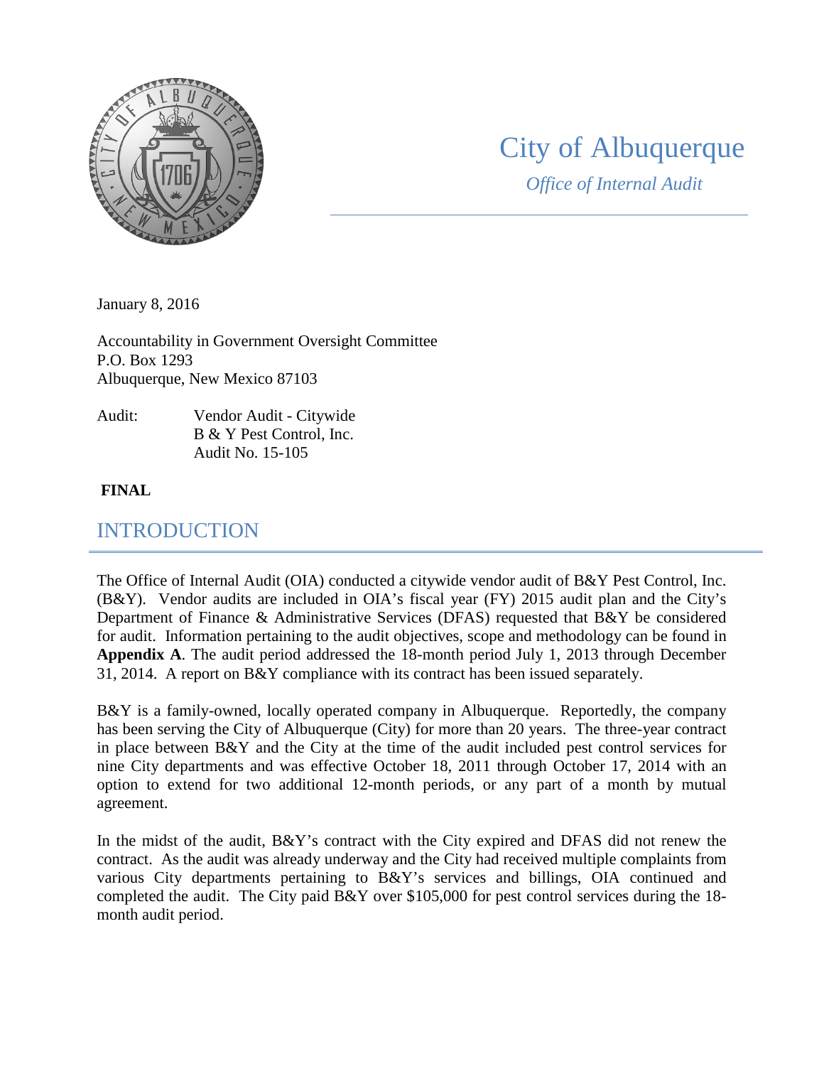# City of Albuquerque

*Office of Internal Audit*

January 8, 2016

Accountability in Government Oversight Committee
P.O. Box 1293
Albuquerque, New Mexico 87103

Audit: Vendor Audit - Citywide
B & Y Pest Control, Inc.
Audit No. 15-105

**FINAL**

## INTRODUCTION

The Office of Internal Audit (OIA) conducted a citywide vendor audit of B&Y Pest Control, Inc. (B&Y). Vendor audits are included in OIA's fiscal year (FY) 2015 audit plan and the City's Department of Finance & Administrative Services (DFAS) requested that B&Y be considered for audit. Information pertaining to the audit objectives, scope and methodology can be found in **Appendix A**. The audit period addressed the 18-month period July 1, 2013 through December 31, 2014. A report on B&Y compliance with its contract has been issued separately.

B&Y is a family-owned, locally operated company in Albuquerque. Reportedly, the company has been serving the City of Albuquerque (City) for more than 20 years. The three-year contract in place between B&Y and the City at the time of the audit included pest control services for nine City departments and was effective October 18, 2011 through October 17, 2014 with an option to extend for two additional 12-month periods, or any part of a month by mutual agreement.

In the midst of the audit, B&Y's contract with the City expired and DFAS did not renew the contract. As the audit was already underway and the City had received multiple complaints from various City departments pertaining to B&Y's services and billings, OIA continued and completed the audit. The City paid B&Y over $105,000 for pest control services during the 18-month audit period.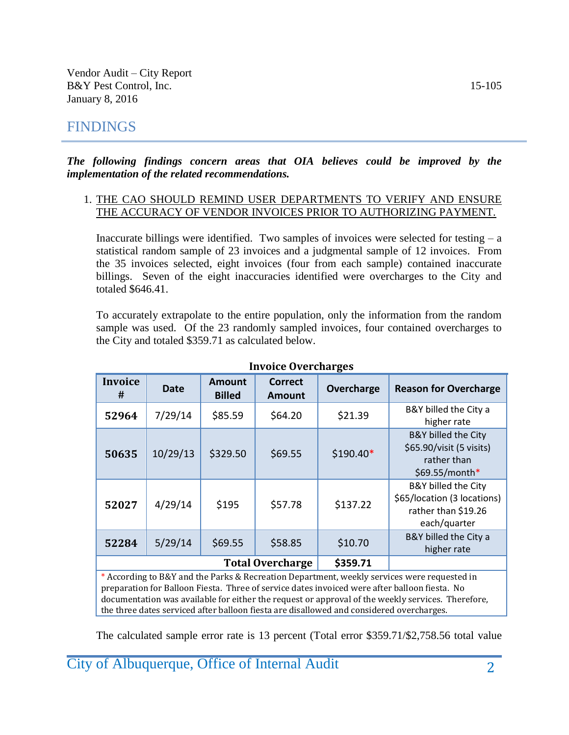## FINDINGS

***The following findings concern areas that OIA believes could be improved by the implementation of the related recommendations.***

1. <u>THE CAO SHOULD REMIND USER DEPARTMENTS TO VERIFY AND ENSURE THE ACCURACY OF VENDOR INVOICES PRIOR TO AUTHORIZING PAYMENT.</u>

   Inaccurate billings were identified. Two samples of invoices were selected for testing – a statistical random sample of 23 invoices and a judgmental sample of 12 invoices. From the 35 invoices selected, eight invoices (four from each sample) contained inaccurate billings. Seven of the eight inaccuracies identified were overcharges to the City and totaled $646.41.

   To accurately extrapolate to the entire population, only the information from the random sample was used. Of the 23 randomly sampled invoices, four contained overcharges to the City and totaled $359.71 as calculated below.

**Invoice Overcharges**

| Invoice # | Date | Amount Billed | Correct Amount | Overcharge | Reason for Overcharge |
|---|---|---|---|---|---|
| **52964** | 7/29/14 | $85.59 | $64.20 | $21.39 | B&Y billed the City a higher rate |
| **50635** | 10/29/13 | $329.50 | $69.55 | $190.40* | B&Y billed the City $65.90/visit (5 visits) rather than $69.55/month* |
| **52027** | 4/29/14 | $195 | $57.78 | $137.22 | B&Y billed the City $65/location (3 locations) rather than $19.26 each/quarter |
| **52284** | 5/29/14 | $69.55 | $58.85 | $10.70 | B&Y billed the City a higher rate |
| | | | **Total Overcharge** | **$359.71** | |

\* According to B&Y and the Parks & Recreation Department, weekly services were requested in preparation for Balloon Fiesta. Three of service dates invoiced were after balloon fiesta. No documentation was available for either the request or approval of the weekly services. Therefore, the three dates serviced after balloon fiesta are disallowed and considered overcharges.

The calculated sample error rate is 13 percent (Total error $359.71/$2,758.56 total value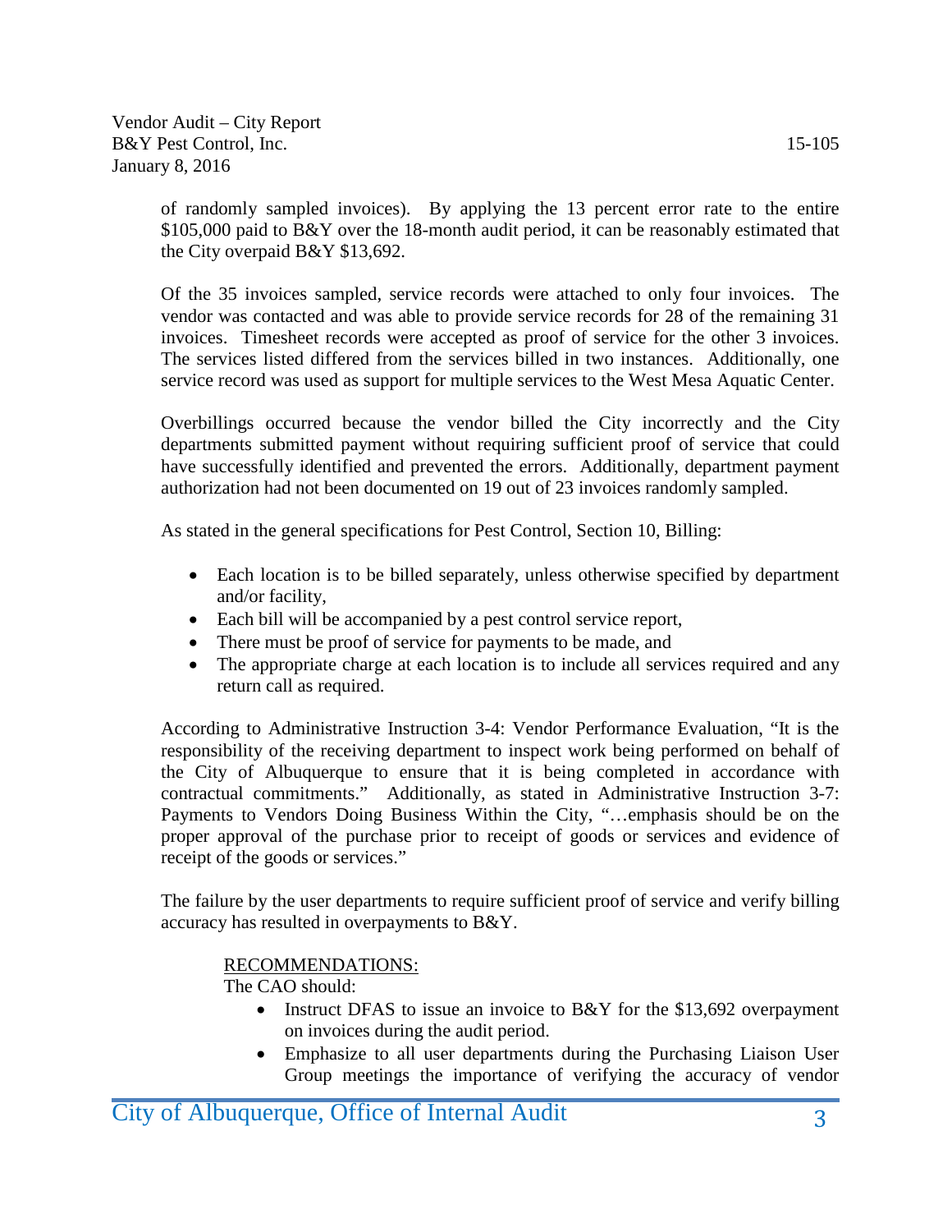of randomly sampled invoices). By applying the 13 percent error rate to the entire $105,000 paid to B&Y over the 18-month audit period, it can be reasonably estimated that the City overpaid B&Y $13,692.

Of the 35 invoices sampled, service records were attached to only four invoices. The vendor was contacted and was able to provide service records for 28 of the remaining 31 invoices. Timesheet records were accepted as proof of service for the other 3 invoices. The services listed differed from the services billed in two instances. Additionally, one service record was used as support for multiple services to the West Mesa Aquatic Center.

Overbillings occurred because the vendor billed the City incorrectly and the City departments submitted payment without requiring sufficient proof of service that could have successfully identified and prevented the errors. Additionally, department payment authorization had not been documented on 19 out of 23 invoices randomly sampled.

As stated in the general specifications for Pest Control, Section 10, Billing:

- Each location is to be billed separately, unless otherwise specified by department and/or facility,
- Each bill will be accompanied by a pest control service report,
- There must be proof of service for payments to be made, and
- The appropriate charge at each location is to include all services required and any return call as required.

According to Administrative Instruction 3-4: Vendor Performance Evaluation, "It is the responsibility of the receiving department to inspect work being performed on behalf of the City of Albuquerque to ensure that it is being completed in accordance with contractual commitments." Additionally, as stated in Administrative Instruction 3-7: Payments to Vendors Doing Business Within the City, "…emphasis should be on the proper approval of the purchase prior to receipt of goods or services and evidence of receipt of the goods or services."

The failure by the user departments to require sufficient proof of service and verify billing accuracy has resulted in overpayments to B&Y.

RECOMMENDATIONS:

The CAO should:

- Instruct DFAS to issue an invoice to B&Y for the $13,692 overpayment on invoices during the audit period.
- Emphasize to all user departments during the Purchasing Liaison User Group meetings the importance of verifying the accuracy of vendor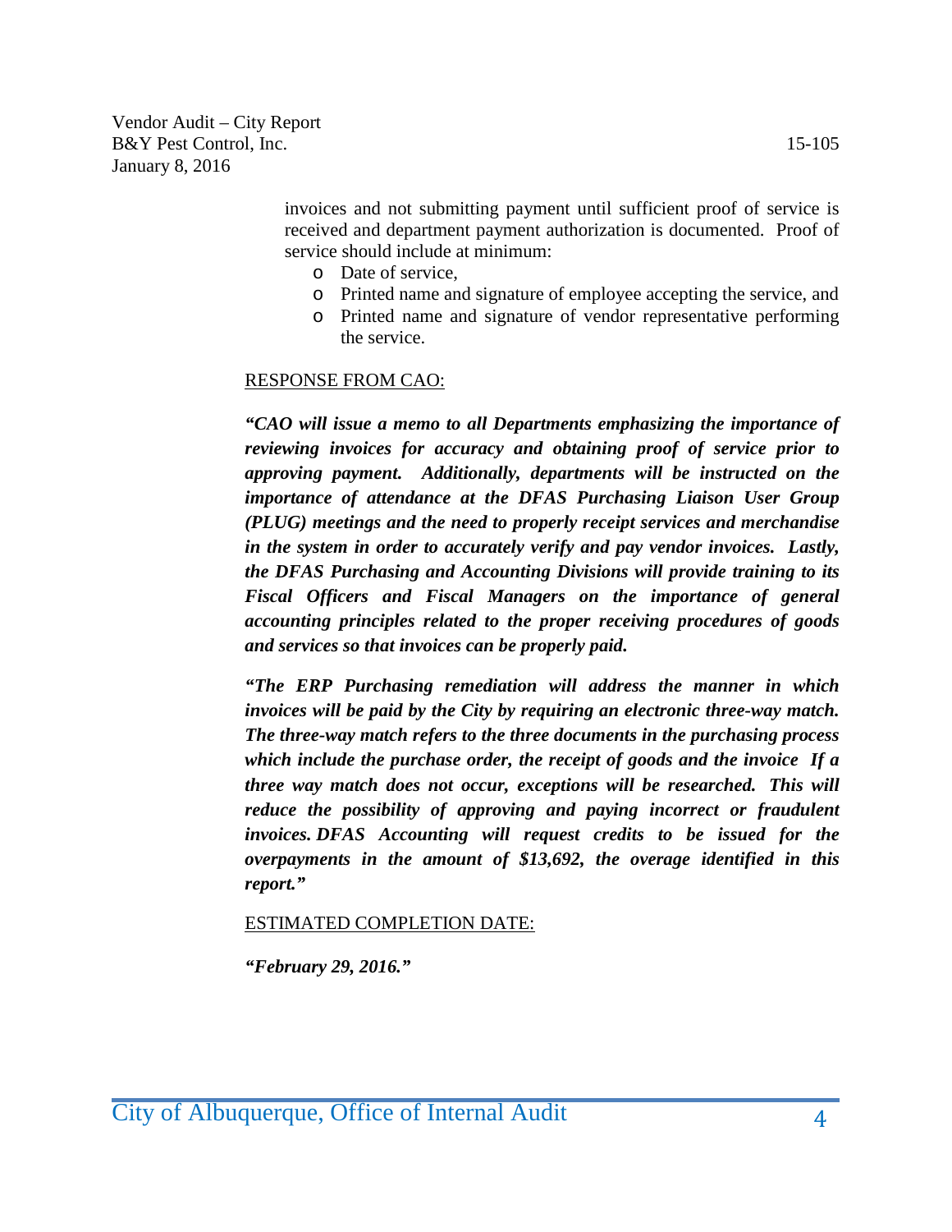invoices and not submitting payment until sufficient proof of service is received and department payment authorization is documented. Proof of service should include at minimum:

- Date of service,
- Printed name and signature of employee accepting the service, and
- Printed name and signature of vendor representative performing the service.

RESPONSE FROM CAO:

***"CAO will issue a memo to all Departments emphasizing the importance of reviewing invoices for accuracy and obtaining proof of service prior to approving payment. Additionally, departments will be instructed on the importance of attendance at the DFAS Purchasing Liaison User Group (PLUG) meetings and the need to properly receipt services and merchandise in the system in order to accurately verify and pay vendor invoices. Lastly, the DFAS Purchasing and Accounting Divisions will provide training to its Fiscal Officers and Fiscal Managers on the importance of general accounting principles related to the proper receiving procedures of goods and services so that invoices can be properly paid.***

***"The ERP Purchasing remediation will address the manner in which invoices will be paid by the City by requiring an electronic three-way match. The three-way match refers to the three documents in the purchasing process which include the purchase order, the receipt of goods and the invoice If a three way match does not occur, exceptions will be researched. This will reduce the possibility of approving and paying incorrect or fraudulent invoices. DFAS Accounting will request credits to be issued for the overpayments in the amount of $13,692, the overage identified in this report."***

ESTIMATED COMPLETION DATE:

***"February 29, 2016."***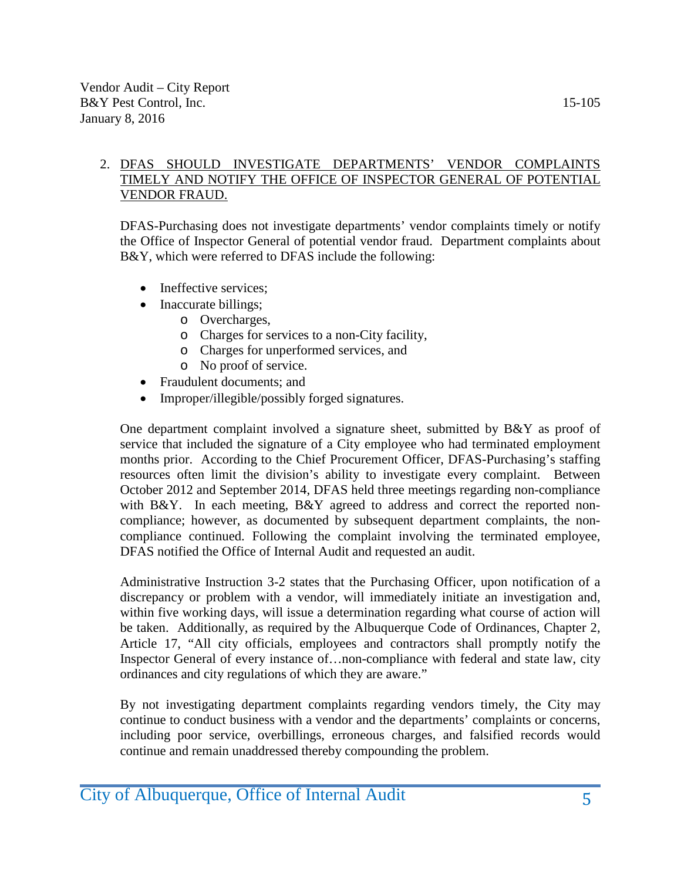2. DFAS SHOULD INVESTIGATE DEPARTMENTS' VENDOR COMPLAINTS TIMELY AND NOTIFY THE OFFICE OF INSPECTOR GENERAL OF POTENTIAL VENDOR FRAUD.

DFAS-Purchasing does not investigate departments' vendor complaints timely or notify the Office of Inspector General of potential vendor fraud. Department complaints about B&Y, which were referred to DFAS include the following:

- Ineffective services;
- Inaccurate billings;
  - Overcharges,
  - Charges for services to a non-City facility,
  - Charges for unperformed services, and
  - No proof of service.
- Fraudulent documents; and
- Improper/illegible/possibly forged signatures.

One department complaint involved a signature sheet, submitted by B&Y as proof of service that included the signature of a City employee who had terminated employment months prior. According to the Chief Procurement Officer, DFAS-Purchasing's staffing resources often limit the division's ability to investigate every complaint. Between October 2012 and September 2014, DFAS held three meetings regarding non-compliance with B&Y. In each meeting, B&Y agreed to address and correct the reported non-compliance; however, as documented by subsequent department complaints, the non-compliance continued. Following the complaint involving the terminated employee, DFAS notified the Office of Internal Audit and requested an audit.

Administrative Instruction 3-2 states that the Purchasing Officer, upon notification of a discrepancy or problem with a vendor, will immediately initiate an investigation and, within five working days, will issue a determination regarding what course of action will be taken. Additionally, as required by the Albuquerque Code of Ordinances, Chapter 2, Article 17, "All city officials, employees and contractors shall promptly notify the Inspector General of every instance of…non-compliance with federal and state law, city ordinances and city regulations of which they are aware."

By not investigating department complaints regarding vendors timely, the City may continue to conduct business with a vendor and the departments' complaints or concerns, including poor service, overbillings, erroneous charges, and falsified records would continue and remain unaddressed thereby compounding the problem.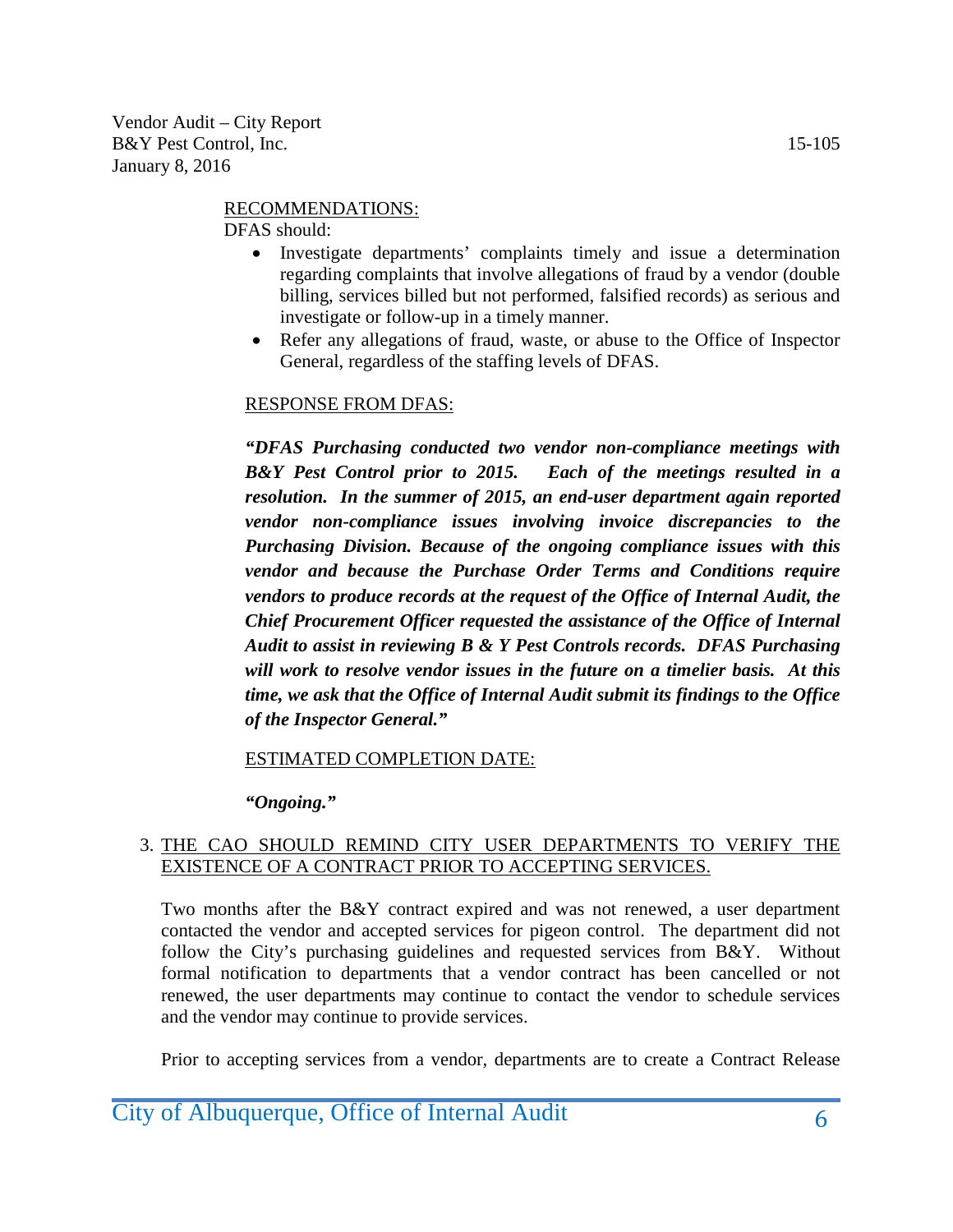RECOMMENDATIONS:

DFAS should:

- Investigate departments' complaints timely and issue a determination regarding complaints that involve allegations of fraud by a vendor (double billing, services billed but not performed, falsified records) as serious and investigate or follow-up in a timely manner.
- Refer any allegations of fraud, waste, or abuse to the Office of Inspector General, regardless of the staffing levels of DFAS.

RESPONSE FROM DFAS:

***"DFAS Purchasing conducted two vendor non-compliance meetings with B&Y Pest Control prior to 2015. Each of the meetings resulted in a resolution. In the summer of 2015, an end-user department again reported vendor non-compliance issues involving invoice discrepancies to the Purchasing Division. Because of the ongoing compliance issues with this vendor and because the Purchase Order Terms and Conditions require vendors to produce records at the request of the Office of Internal Audit, the Chief Procurement Officer requested the assistance of the Office of Internal Audit to assist in reviewing B & Y Pest Controls records. DFAS Purchasing will work to resolve vendor issues in the future on a timelier basis. At this time, we ask that the Office of Internal Audit submit its findings to the Office of the Inspector General."***

ESTIMATED COMPLETION DATE:

***"Ongoing."***

3. THE CAO SHOULD REMIND CITY USER DEPARTMENTS TO VERIFY THE EXISTENCE OF A CONTRACT PRIOR TO ACCEPTING SERVICES.

Two months after the B&Y contract expired and was not renewed, a user department contacted the vendor and accepted services for pigeon control. The department did not follow the City's purchasing guidelines and requested services from B&Y. Without formal notification to departments that a vendor contract has been cancelled or not renewed, the user departments may continue to contact the vendor to schedule services and the vendor may continue to provide services.

Prior to accepting services from a vendor, departments are to create a Contract Release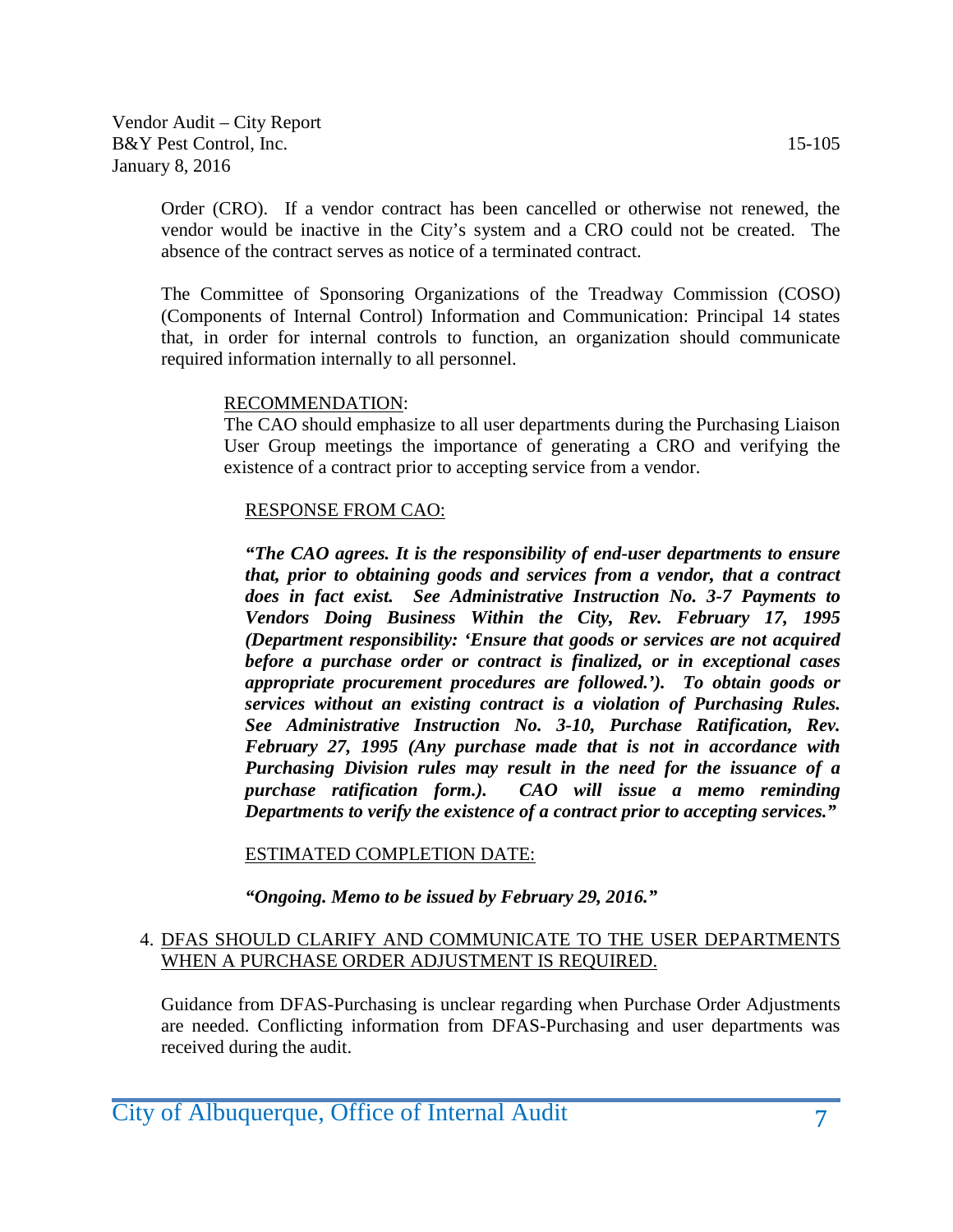Order (CRO). If a vendor contract has been cancelled or otherwise not renewed, the vendor would be inactive in the City's system and a CRO could not be created. The absence of the contract serves as notice of a terminated contract.

The Committee of Sponsoring Organizations of the Treadway Commission (COSO) (Components of Internal Control) Information and Communication: Principal 14 states that, in order for internal controls to function, an organization should communicate required information internally to all personnel.

<u>RECOMMENDATION</u>:

The CAO should emphasize to all user departments during the Purchasing Liaison User Group meetings the importance of generating a CRO and verifying the existence of a contract prior to accepting service from a vendor.

<u>RESPONSE FROM CAO</u>:

***"The CAO agrees. It is the responsibility of end-user departments to ensure that, prior to obtaining goods and services from a vendor, that a contract does in fact exist. See Administrative Instruction No. 3-7 Payments to Vendors Doing Business Within the City, Rev. February 17, 1995 (Department responsibility: 'Ensure that goods or services are not acquired before a purchase order or contract is finalized, or in exceptional cases appropriate procurement procedures are followed.'). To obtain goods or services without an existing contract is a violation of Purchasing Rules. See Administrative Instruction No. 3-10, Purchase Ratification, Rev. February 27, 1995 (Any purchase made that is not in accordance with Purchasing Division rules may result in the need for the issuance of a purchase ratification form.). CAO will issue a memo reminding Departments to verify the existence of a contract prior to accepting services."***

<u>ESTIMATED COMPLETION DATE</u>:

***"Ongoing. Memo to be issued by February 29, 2016."***

4. <u>DFAS SHOULD CLARIFY AND COMMUNICATE TO THE USER DEPARTMENTS WHEN A PURCHASE ORDER ADJUSTMENT IS REQUIRED.</u>

Guidance from DFAS-Purchasing is unclear regarding when Purchase Order Adjustments are needed. Conflicting information from DFAS-Purchasing and user departments was received during the audit.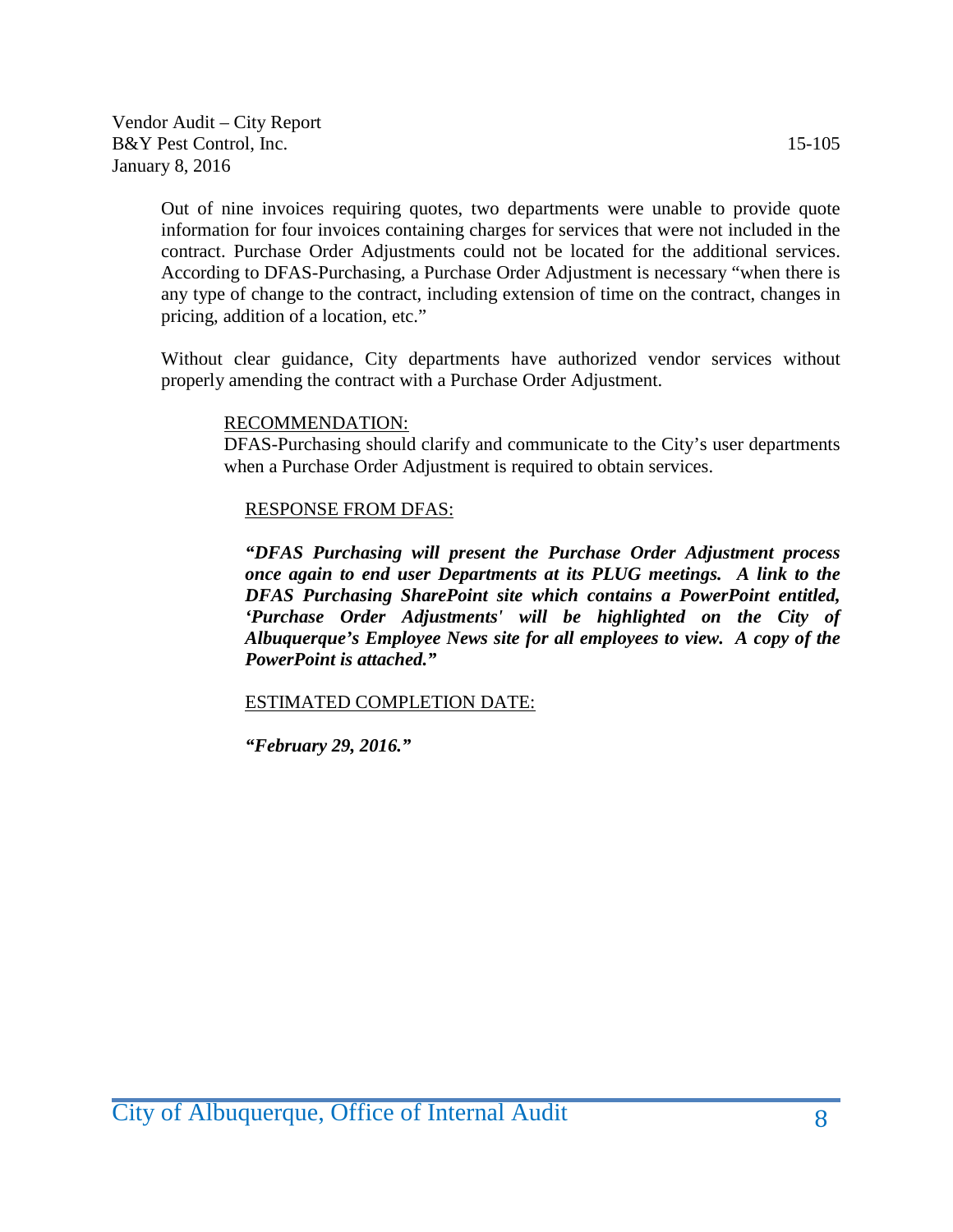Out of nine invoices requiring quotes, two departments were unable to provide quote information for four invoices containing charges for services that were not included in the contract. Purchase Order Adjustments could not be located for the additional services. According to DFAS-Purchasing, a Purchase Order Adjustment is necessary "when there is any type of change to the contract, including extension of time on the contract, changes in pricing, addition of a location, etc."

Without clear guidance, City departments have authorized vendor services without properly amending the contract with a Purchase Order Adjustment.

RECOMMENDATION:

DFAS-Purchasing should clarify and communicate to the City's user departments when a Purchase Order Adjustment is required to obtain services.

RESPONSE FROM DFAS:

***"DFAS Purchasing will present the Purchase Order Adjustment process once again to end user Departments at its PLUG meetings. A link to the DFAS Purchasing SharePoint site which contains a PowerPoint entitled, 'Purchase Order Adjustments' will be highlighted on the City of Albuquerque's Employee News site for all employees to view. A copy of the PowerPoint is attached."***

ESTIMATED COMPLETION DATE:

***"February 29, 2016."***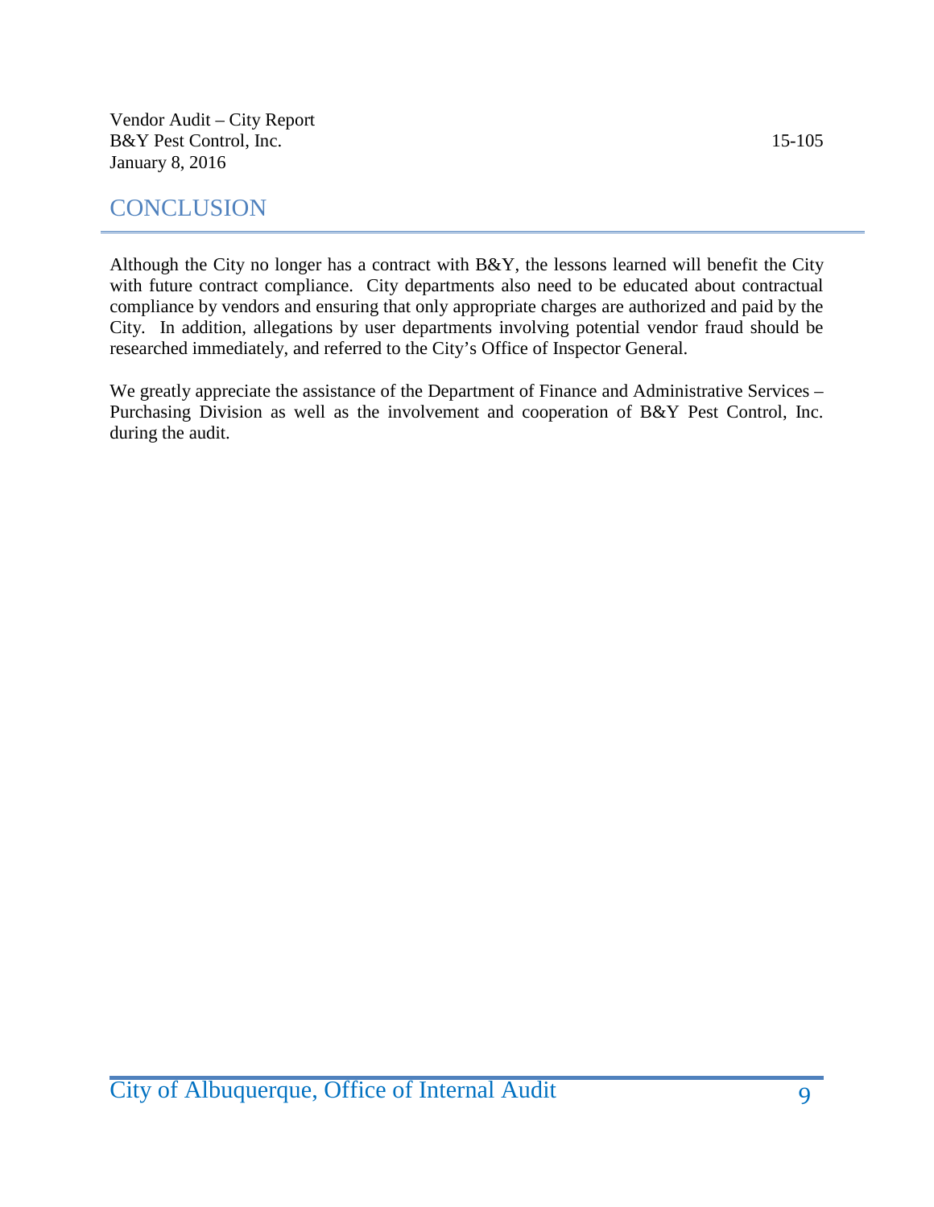## CONCLUSION

Although the City no longer has a contract with B&Y, the lessons learned will benefit the City with future contract compliance. City departments also need to be educated about contractual compliance by vendors and ensuring that only appropriate charges are authorized and paid by the City. In addition, allegations by user departments involving potential vendor fraud should be researched immediately, and referred to the City's Office of Inspector General.

We greatly appreciate the assistance of the Department of Finance and Administrative Services – Purchasing Division as well as the involvement and cooperation of B&Y Pest Control, Inc. during the audit.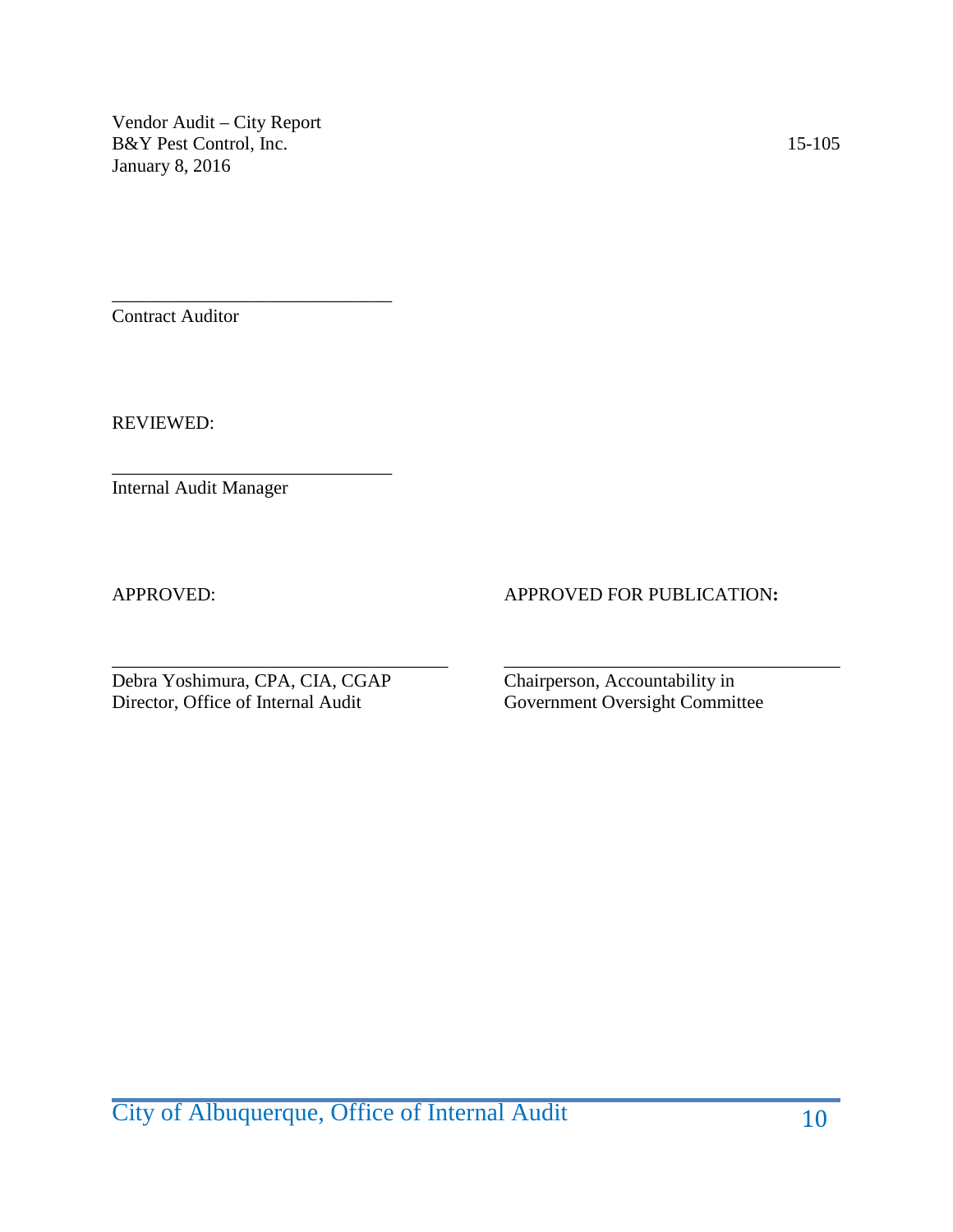Vendor Audit – City Report
B&Y Pest Control, Inc. 15-105
January 8, 2016

\_\_\_\_\_\_\_\_\_\_\_\_\_\_\_\_\_\_\_\_\_\_\_\_\_\_\_\_\_\_\_\_
Contract Auditor

REVIEWED:

\_\_\_\_\_\_\_\_\_\_\_\_\_\_\_\_\_\_\_\_\_\_\_\_\_\_\_\_\_\_\_\_
Internal Audit Manager

| APPROVED: | APPROVED FOR PUBLICATION: |
|---|---|
| \_\_\_\_\_\_\_\_\_\_\_\_\_\_\_\_\_\_\_\_\_\_\_\_\_\_\_\_\_\_\_\_ | \_\_\_\_\_\_\_\_\_\_\_\_\_\_\_\_\_\_\_\_\_\_\_\_\_\_\_\_\_\_\_\_ |
| Debra Yoshimura, CPA, CIA, CGAP<br>Director, Office of Internal Audit | Chairperson, Accountability in<br>Government Oversight Committee |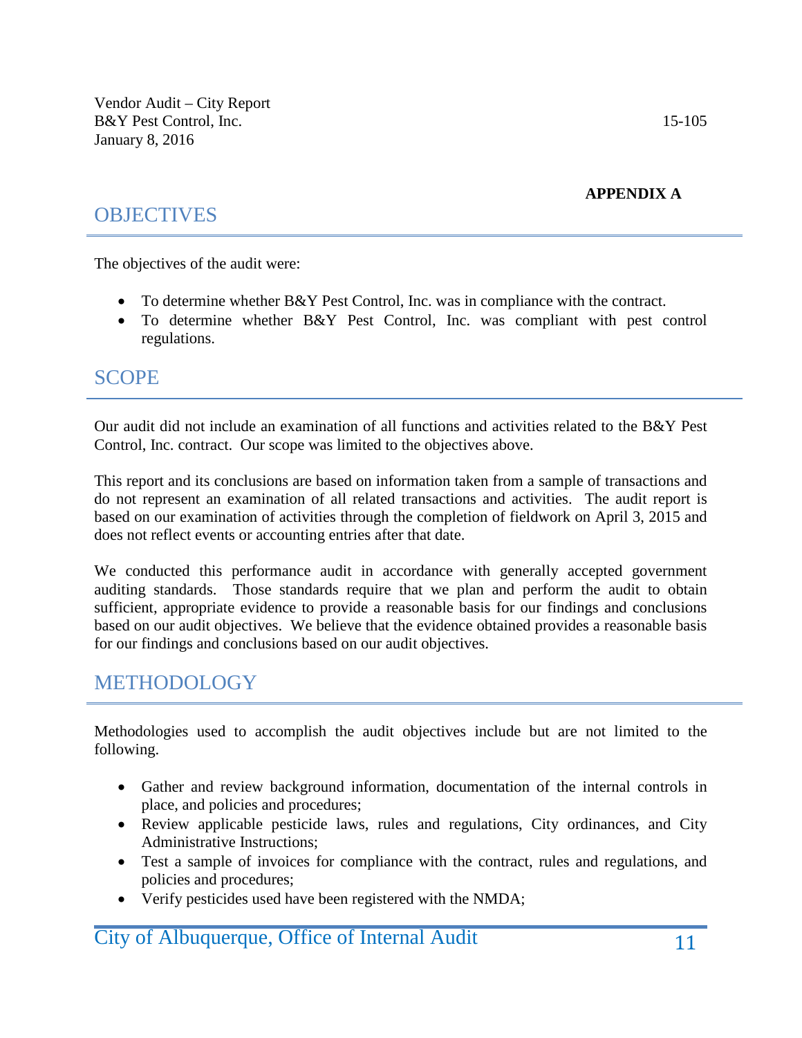**APPENDIX A**

## OBJECTIVES

The objectives of the audit were:

- To determine whether B&Y Pest Control, Inc. was in compliance with the contract.
- To determine whether B&Y Pest Control, Inc. was compliant with pest control regulations.

## SCOPE

Our audit did not include an examination of all functions and activities related to the B&Y Pest Control, Inc. contract. Our scope was limited to the objectives above.

This report and its conclusions are based on information taken from a sample of transactions and do not represent an examination of all related transactions and activities. The audit report is based on our examination of activities through the completion of fieldwork on April 3, 2015 and does not reflect events or accounting entries after that date.

We conducted this performance audit in accordance with generally accepted government auditing standards. Those standards require that we plan and perform the audit to obtain sufficient, appropriate evidence to provide a reasonable basis for our findings and conclusions based on our audit objectives. We believe that the evidence obtained provides a reasonable basis for our findings and conclusions based on our audit objectives.

## METHODOLOGY

Methodologies used to accomplish the audit objectives include but are not limited to the following.

- Gather and review background information, documentation of the internal controls in place, and policies and procedures;
- Review applicable pesticide laws, rules and regulations, City ordinances, and City Administrative Instructions;
- Test a sample of invoices for compliance with the contract, rules and regulations, and policies and procedures;
- Verify pesticides used have been registered with the NMDA;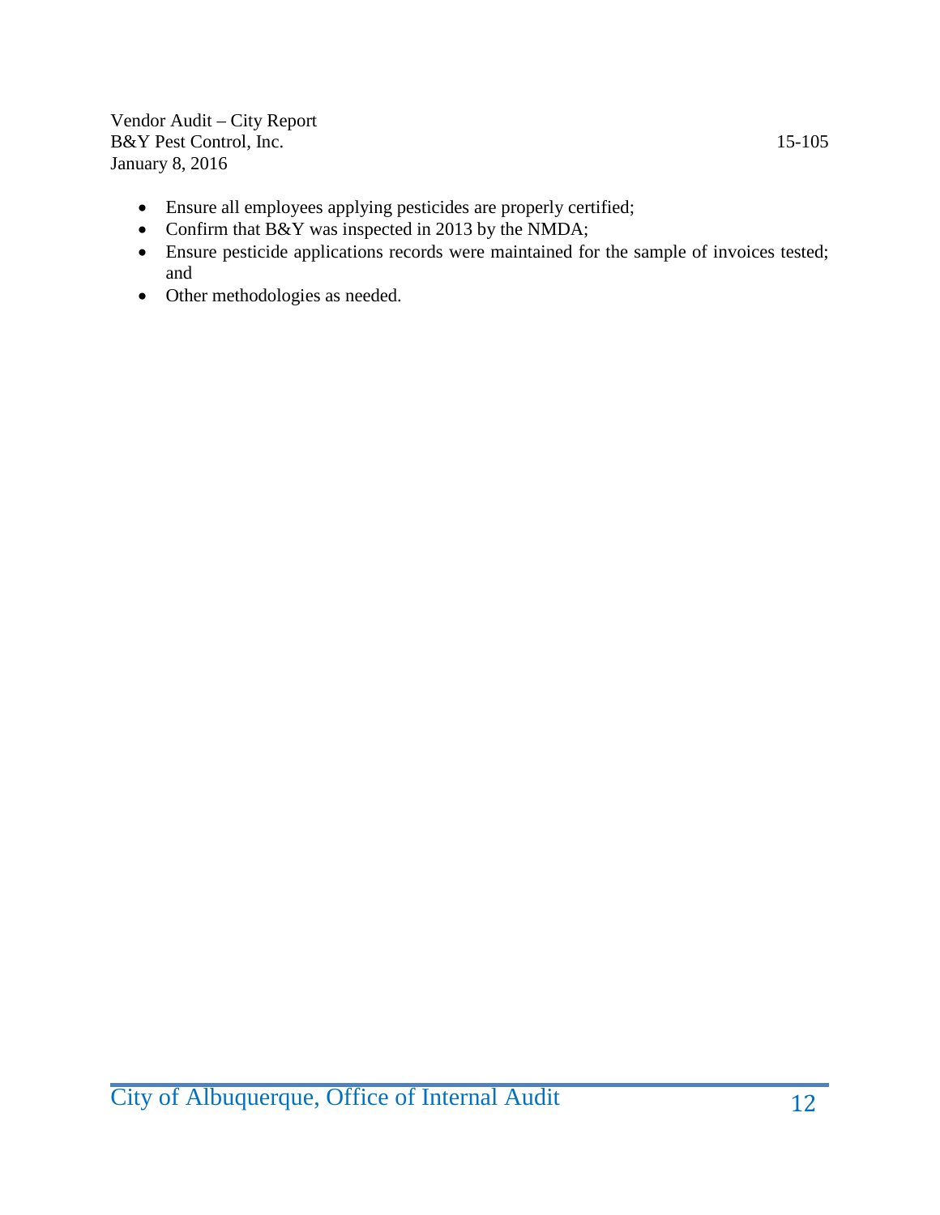- Ensure all employees applying pesticides are properly certified;
- Confirm that B&Y was inspected in 2013 by the NMDA;
- Ensure pesticide applications records were maintained for the sample of invoices tested; and
- Other methodologies as needed.